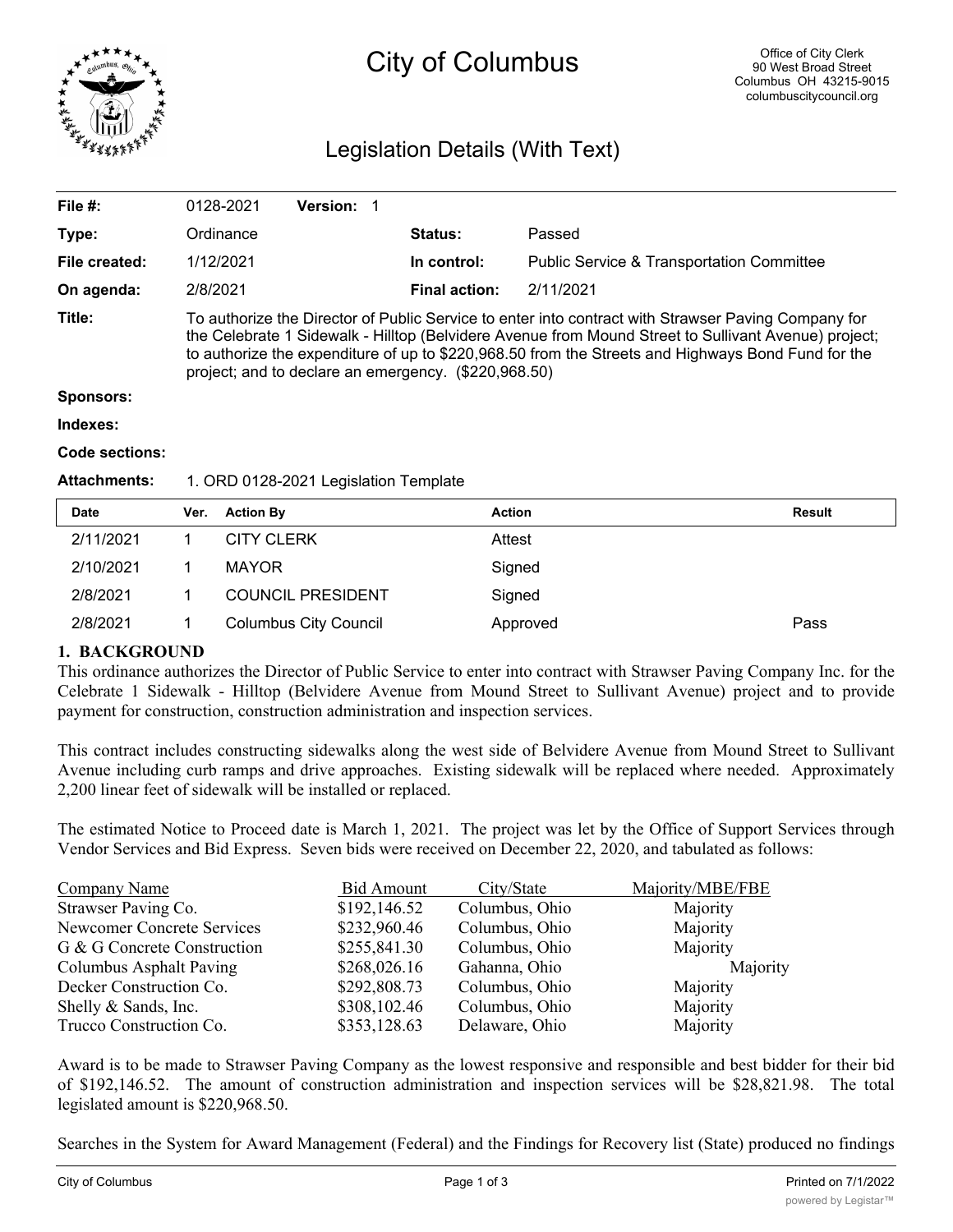# City of Columbus

Office of City Clerk
90 West Broad Street
Columbus OH 43215-9015
columbuscitycouncil.org

## Legislation Details (With Text)

| | | | |
|---|---|---|---|
| **File #:** | 0128-2021 **Version:** 1 | | |
| **Type:** | Ordinance | **Status:** | Passed |
| **File created:** | 1/12/2021 | **In control:** | Public Service & Transportation Committee |
| **On agenda:** | 2/8/2021 | **Final action:** | 2/11/2021 |

**Title:** To authorize the Director of Public Service to enter into contract with Strawser Paving Company for the Celebrate 1 Sidewalk - Hilltop (Belvidere Avenue from Mound Street to Sullivant Avenue) project; to authorize the expenditure of up to $220,968.50 from the Streets and Highways Bond Fund for the project; and to declare an emergency. ($220,968.50)

**Sponsors:**

**Indexes:**

**Code sections:**

**Attachments:** 1. ORD 0128-2021 Legislation Template

| Date | Ver. | Action By | Action | Result |
|---|---|---|---|---|
| 2/11/2021 | 1 | CITY CLERK | Attest | |
| 2/10/2021 | 1 | MAYOR | Signed | |
| 2/8/2021 | 1 | COUNCIL PRESIDENT | Signed | |
| 2/8/2021 | 1 | Columbus City Council | Approved | Pass |

**1. BACKGROUND**

This ordinance authorizes the Director of Public Service to enter into contract with Strawser Paving Company Inc. for the Celebrate 1 Sidewalk - Hilltop (Belvidere Avenue from Mound Street to Sullivant Avenue) project and to provide payment for construction, construction administration and inspection services.

This contract includes constructing sidewalks along the west side of Belvidere Avenue from Mound Street to Sullivant Avenue including curb ramps and drive approaches. Existing sidewalk will be replaced where needed. Approximately 2,200 linear feet of sidewalk will be installed or replaced.

The estimated Notice to Proceed date is March 1, 2021. The project was let by the Office of Support Services through Vendor Services and Bid Express. Seven bids were received on December 22, 2020, and tabulated as follows:

| Company Name | Bid Amount | City/State | Majority/MBE/FBE |
|---|---|---|---|
| Strawser Paving Co. | $192,146.52 | Columbus, Ohio | Majority |
| Newcomer Concrete Services | $232,960.46 | Columbus, Ohio | Majority |
| G & G Concrete Construction | $255,841.30 | Columbus, Ohio | Majority |
| Columbus Asphalt Paving | $268,026.16 | Gahanna, Ohio | Majority |
| Decker Construction Co. | $292,808.73 | Columbus, Ohio | Majority |
| Shelly & Sands, Inc. | $308,102.46 | Columbus, Ohio | Majority |
| Trucco Construction Co. | $353,128.63 | Delaware, Ohio | Majority |

Award is to be made to Strawser Paving Company as the lowest responsive and responsible and best bidder for their bid of $192,146.52. The amount of construction administration and inspection services will be $28,821.98. The total legislated amount is $220,968.50.

Searches in the System for Award Management (Federal) and the Findings for Recovery list (State) produced no findings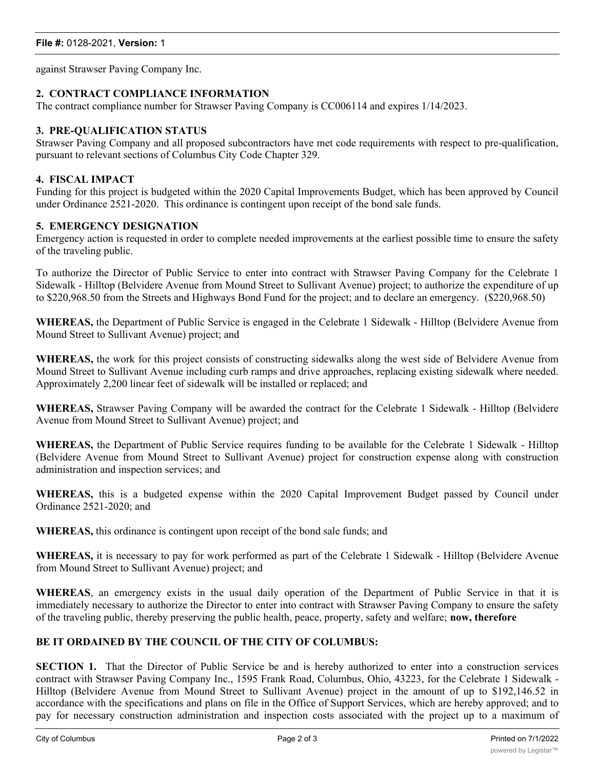against Strawser Paving Company Inc.

**2. CONTRACT COMPLIANCE INFORMATION**

The contract compliance number for Strawser Paving Company is CC006114 and expires 1/14/2023.

**3. PRE-QUALIFICATION STATUS**

Strawser Paving Company and all proposed subcontractors have met code requirements with respect to pre-qualification, pursuant to relevant sections of Columbus City Code Chapter 329.

**4. FISCAL IMPACT**

Funding for this project is budgeted within the 2020 Capital Improvements Budget, which has been approved by Council under Ordinance 2521-2020. This ordinance is contingent upon receipt of the bond sale funds.

**5. EMERGENCY DESIGNATION**

Emergency action is requested in order to complete needed improvements at the earliest possible time to ensure the safety of the traveling public.

To authorize the Director of Public Service to enter into contract with Strawser Paving Company for the Celebrate 1 Sidewalk - Hilltop (Belvidere Avenue from Mound Street to Sullivant Avenue) project; to authorize the expenditure of up to $220,968.50 from the Streets and Highways Bond Fund for the project; and to declare an emergency. ($220,968.50)

**WHEREAS,** the Department of Public Service is engaged in the Celebrate 1 Sidewalk - Hilltop (Belvidere Avenue from Mound Street to Sullivant Avenue) project; and

**WHEREAS,** the work for this project consists of constructing sidewalks along the west side of Belvidere Avenue from Mound Street to Sullivant Avenue including curb ramps and drive approaches, replacing existing sidewalk where needed. Approximately 2,200 linear feet of sidewalk will be installed or replaced; and

**WHEREAS,** Strawser Paving Company will be awarded the contract for the Celebrate 1 Sidewalk - Hilltop (Belvidere Avenue from Mound Street to Sullivant Avenue) project; and

**WHEREAS,** the Department of Public Service requires funding to be available for the Celebrate 1 Sidewalk - Hilltop (Belvidere Avenue from Mound Street to Sullivant Avenue) project for construction expense along with construction administration and inspection services; and

**WHEREAS,** this is a budgeted expense within the 2020 Capital Improvement Budget passed by Council under Ordinance 2521-2020; and

**WHEREAS,** this ordinance is contingent upon receipt of the bond sale funds; and

**WHEREAS,** it is necessary to pay for work performed as part of the Celebrate 1 Sidewalk - Hilltop (Belvidere Avenue from Mound Street to Sullivant Avenue) project; and

**WHEREAS**, an emergency exists in the usual daily operation of the Department of Public Service in that it is immediately necessary to authorize the Director to enter into contract with Strawser Paving Company to ensure the safety of the traveling public, thereby preserving the public health, peace, property, safety and welfare; **now, therefore**

**BE IT ORDAINED BY THE COUNCIL OF THE CITY OF COLUMBUS:**

**SECTION 1.** That the Director of Public Service be and is hereby authorized to enter into a construction services contract with Strawser Paving Company Inc., 1595 Frank Road, Columbus, Ohio, 43223, for the Celebrate 1 Sidewalk - Hilltop (Belvidere Avenue from Mound Street to Sullivant Avenue) project in the amount of up to $192,146.52 in accordance with the specifications and plans on file in the Office of Support Services, which are hereby approved; and to pay for necessary construction administration and inspection costs associated with the project up to a maximum of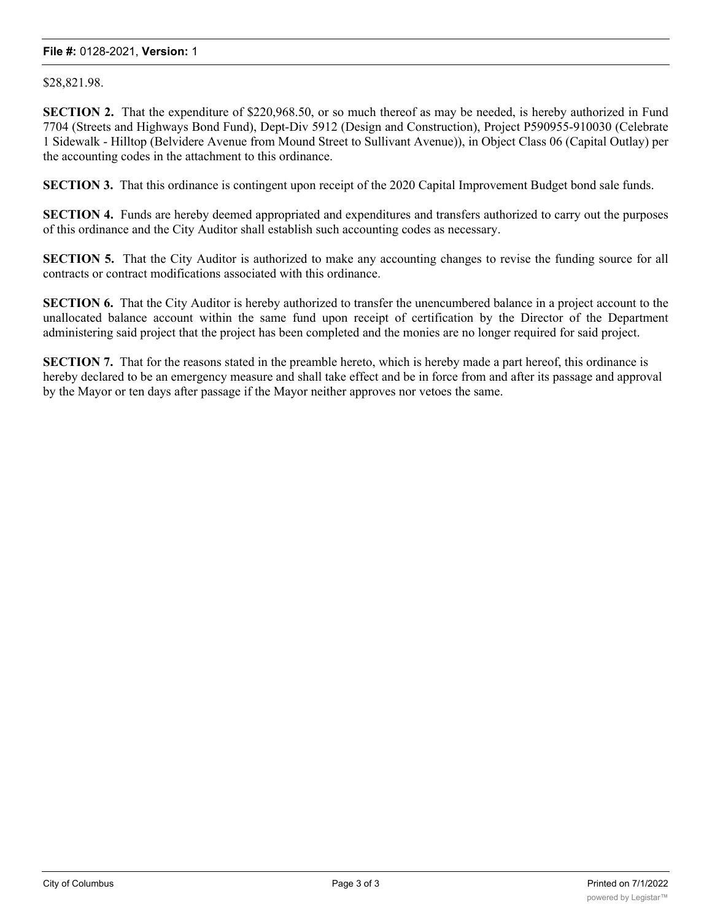$28,821.98.

**SECTION 2.** That the expenditure of $220,968.50, or so much thereof as may be needed, is hereby authorized in Fund 7704 (Streets and Highways Bond Fund), Dept-Div 5912 (Design and Construction), Project P590955-910030 (Celebrate 1 Sidewalk - Hilltop (Belvidere Avenue from Mound Street to Sullivant Avenue)), in Object Class 06 (Capital Outlay) per the accounting codes in the attachment to this ordinance.

**SECTION 3.** That this ordinance is contingent upon receipt of the 2020 Capital Improvement Budget bond sale funds.

**SECTION 4.** Funds are hereby deemed appropriated and expenditures and transfers authorized to carry out the purposes of this ordinance and the City Auditor shall establish such accounting codes as necessary.

**SECTION 5.** That the City Auditor is authorized to make any accounting changes to revise the funding source for all contracts or contract modifications associated with this ordinance.

**SECTION 6.** That the City Auditor is hereby authorized to transfer the unencumbered balance in a project account to the unallocated balance account within the same fund upon receipt of certification by the Director of the Department administering said project that the project has been completed and the monies are no longer required for said project.

**SECTION 7.** That for the reasons stated in the preamble hereto, which is hereby made a part hereof, this ordinance is hereby declared to be an emergency measure and shall take effect and be in force from and after its passage and approval by the Mayor or ten days after passage if the Mayor neither approves nor vetoes the same.